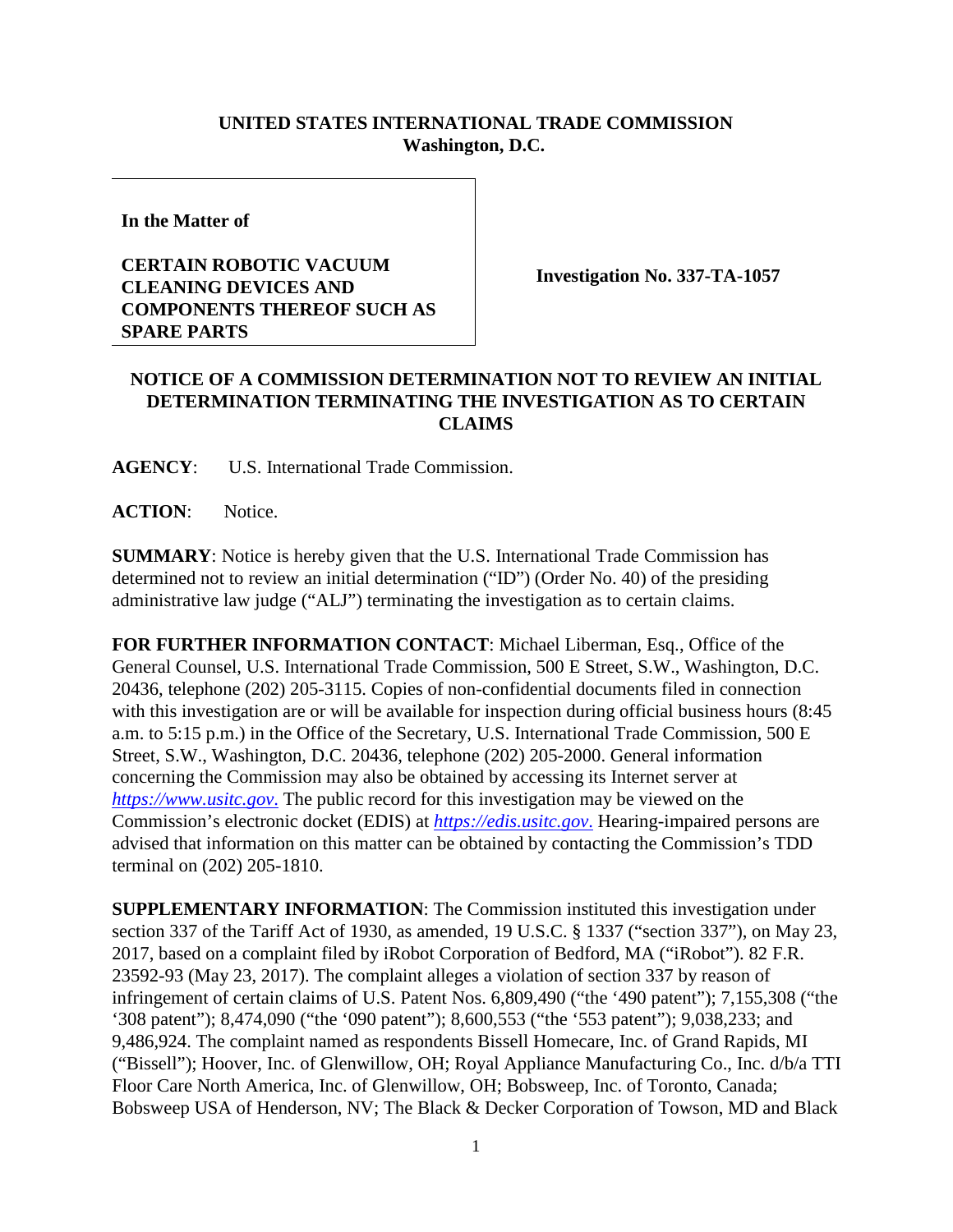**UNITED STATES INTERNATIONAL TRADE COMMISSION**
**Washington, D.C.**

| **In the Matter of**<br><br>**CERTAIN ROBOTIC VACUUM CLEANING DEVICES AND COMPONENTS THEREOF SUCH AS SPARE PARTS** | **Investigation No. 337-TA-1057** |
|---|---|

## NOTICE OF A COMMISSION DETERMINATION NOT TO REVIEW AN INITIAL DETERMINATION TERMINATING THE INVESTIGATION AS TO CERTAIN CLAIMS

**AGENCY**: U.S. International Trade Commission.

**ACTION**: Notice.

**SUMMARY**: Notice is hereby given that the U.S. International Trade Commission has determined not to review an initial determination ("ID") (Order No. 40) of the presiding administrative law judge ("ALJ") terminating the investigation as to certain claims.

**FOR FURTHER INFORMATION CONTACT**: Michael Liberman, Esq., Office of the General Counsel, U.S. International Trade Commission, 500 E Street, S.W., Washington, D.C. 20436, telephone (202) 205-3115. Copies of non-confidential documents filed in connection with this investigation are or will be available for inspection during official business hours (8:45 a.m. to 5:15 p.m.) in the Office of the Secretary, U.S. International Trade Commission, 500 E Street, S.W., Washington, D.C. 20436, telephone (202) 205-2000. General information concerning the Commission may also be obtained by accessing its Internet server at *https://www.usitc.gov*. The public record for this investigation may be viewed on the Commission's electronic docket (EDIS) at *https://edis.usitc.gov*. Hearing-impaired persons are advised that information on this matter can be obtained by contacting the Commission's TDD terminal on (202) 205-1810.

**SUPPLEMENTARY INFORMATION**: The Commission instituted this investigation under section 337 of the Tariff Act of 1930, as amended, 19 U.S.C. § 1337 ("section 337"), on May 23, 2017, based on a complaint filed by iRobot Corporation of Bedford, MA ("iRobot"). 82 F.R. 23592-93 (May 23, 2017). The complaint alleges a violation of section 337 by reason of infringement of certain claims of U.S. Patent Nos. 6,809,490 ("the '490 patent"); 7,155,308 ("the '308 patent"); 8,474,090 ("the '090 patent"); 8,600,553 ("the '553 patent"); 9,038,233; and 9,486,924. The complaint named as respondents Bissell Homecare, Inc. of Grand Rapids, MI ("Bissell"); Hoover, Inc. of Glenwillow, OH; Royal Appliance Manufacturing Co., Inc. d/b/a TTI Floor Care North America, Inc. of Glenwillow, OH; Bobsweep, Inc. of Toronto, Canada; Bobsweep USA of Henderson, NV; The Black & Decker Corporation of Towson, MD and Black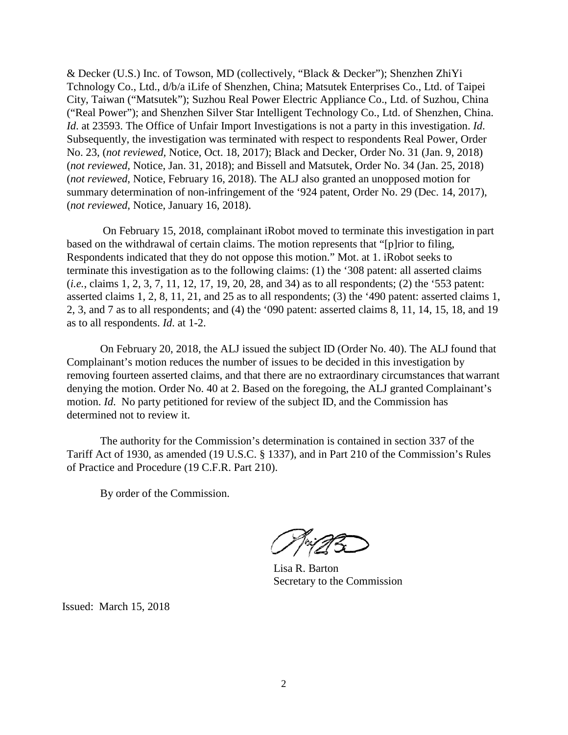& Decker (U.S.) Inc. of Towson, MD (collectively, "Black & Decker"); Shenzhen ZhiYi Tchnology Co., Ltd., d/b/a iLife of Shenzhen, China; Matsutek Enterprises Co., Ltd. of Taipei City, Taiwan ("Matsutek"); Suzhou Real Power Electric Appliance Co., Ltd. of Suzhou, China ("Real Power"); and Shenzhen Silver Star Intelligent Technology Co., Ltd. of Shenzhen, China. *Id.* at 23593. The Office of Unfair Import Investigations is not a party in this investigation. *Id*. Subsequently, the investigation was terminated with respect to respondents Real Power, Order No. 23, (*not reviewed*, Notice, Oct. 18, 2017); Black and Decker, Order No. 31 (Jan. 9, 2018) (*not reviewed,* Notice, Jan. 31, 2018); and Bissell and Matsutek, Order No. 34 (Jan. 25, 2018) (*not reviewed*, Notice, February 16, 2018). The ALJ also granted an unopposed motion for summary determination of non-infringement of the '924 patent, Order No. 29 (Dec. 14, 2017), (*not reviewed*, Notice, January 16, 2018).

On February 15, 2018, complainant iRobot moved to terminate this investigation in part based on the withdrawal of certain claims. The motion represents that "[p]rior to filing, Respondents indicated that they do not oppose this motion." Mot. at 1. iRobot seeks to terminate this investigation as to the following claims: (1) the '308 patent: all asserted claims (*i.e.*, claims 1, 2, 3, 7, 11, 12, 17, 19, 20, 28, and 34) as to all respondents; (2) the '553 patent: asserted claims 1, 2, 8, 11, 21, and 25 as to all respondents; (3) the '490 patent: asserted claims 1, 2, 3, and 7 as to all respondents; and (4) the '090 patent: asserted claims 8, 11, 14, 15, 18, and 19 as to all respondents. *Id.* at 1-2.

On February 20, 2018, the ALJ issued the subject ID (Order No. 40). The ALJ found that Complainant's motion reduces the number of issues to be decided in this investigation by removing fourteen asserted claims, and that there are no extraordinary circumstances that warrant denying the motion. Order No. 40 at 2. Based on the foregoing, the ALJ granted Complainant's motion. *Id*. No party petitioned for review of the subject ID, and the Commission has determined not to review it.

The authority for the Commission's determination is contained in section 337 of the Tariff Act of 1930, as amended (19 U.S.C. § 1337), and in Part 210 of the Commission's Rules of Practice and Procedure (19 C.F.R. Part 210).

By order of the Commission.

Lisa R. Barton
Secretary to the Commission

Issued: March 15, 2018